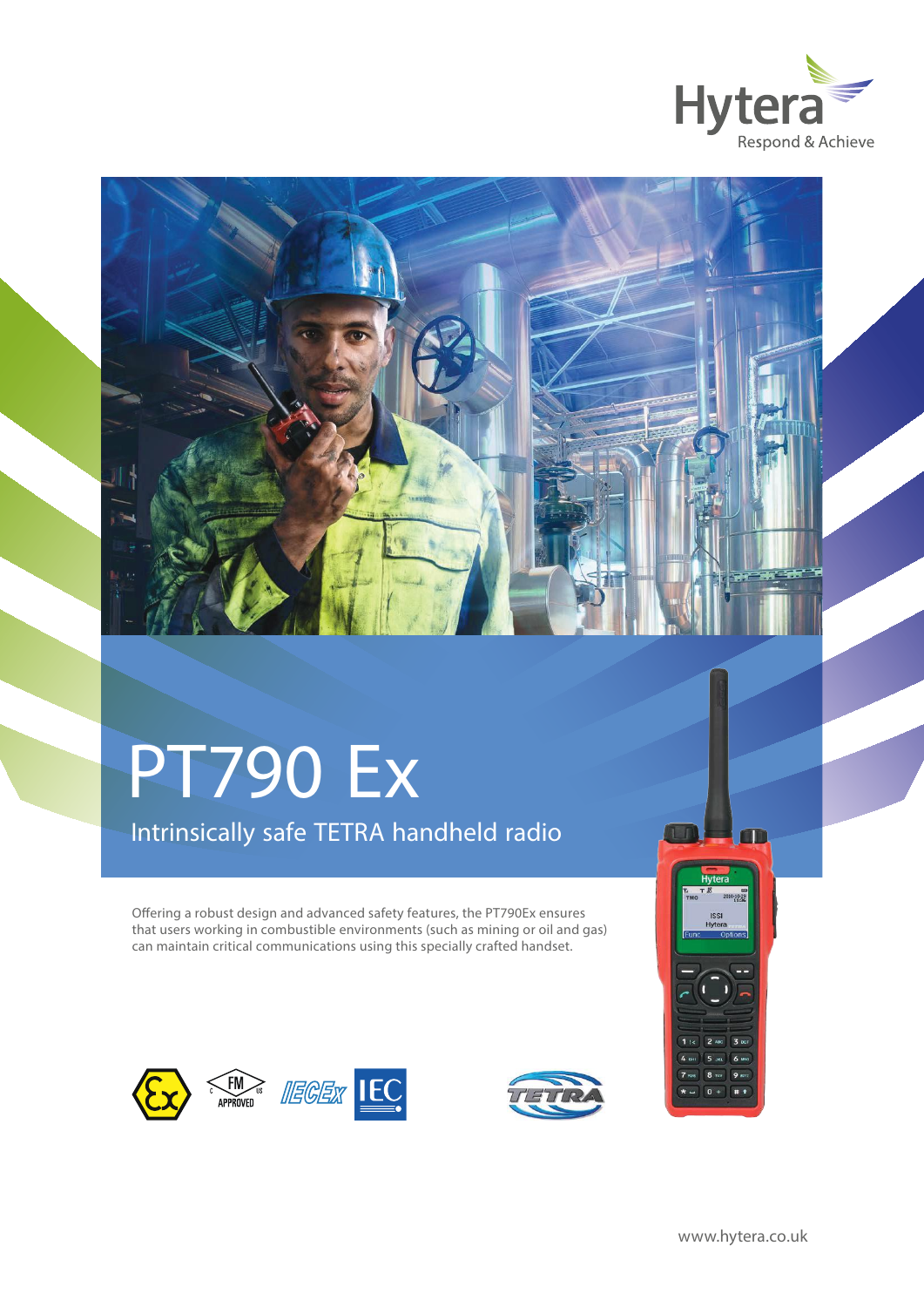Hytera

Respond & Achieve

# PT790 Ex

## Intrinsically safe TETRA handheld radio

Offering a robust design and advanced safety features, the PT790Ex ensures that users working in combustible environments (such as mining or oil and gas) can maintain critical communications using this specially crafted handset.

www.hytera.co.uk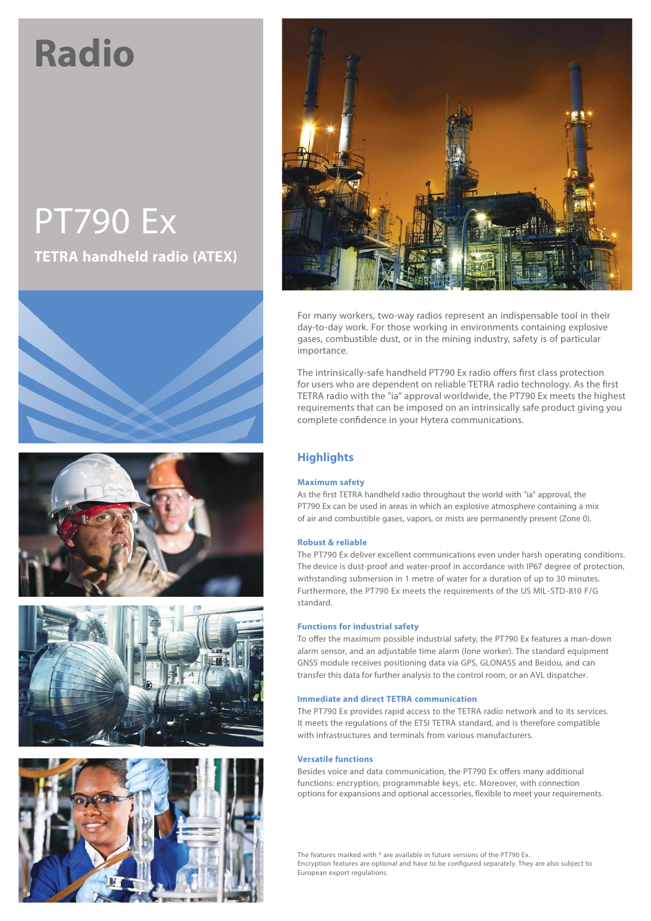# Radio

# PT790 Ex

**TETRA handheld radio (ATEX)**

For many workers, two-way radios represent an indispensable tool in their day-to-day work. For those working in environments containing explosive gases, combustible dust, or in the mining industry, safety is of particular importance.

The intrinsically-safe handheld PT790 Ex radio offers first class protection for users who are dependent on reliable TETRA radio technology. As the first TETRA radio with the "ia" approval worldwide, the PT790 Ex meets the highest requirements that can be imposed on an intrinsically safe product giving you complete confidence in your Hytera communications.

## Highlights

### Maximum safety

As the first TETRA handheld radio throughout the world with "ia" approval, the PT790 Ex can be used in areas in which an explosive atmosphere containing a mix of air and combustible gases, vapors, or mists are permanently present (Zone 0).

### Robust & reliable

The PT790 Ex deliver excellent communications even under harsh operating conditions. The device is dust-proof and water-proof in accordance with IP67 degree of protection, withstanding submersion in 1 metre of water for a duration of up to 30 minutes. Furthermore, the PT790 Ex meets the requirements of the US MIL-STD-810 F/G standard.

### Functions for industrial safety

To offer the maximum possible industrial safety, the PT790 Ex features a man-down alarm sensor, and an adjustable time alarm (lone worker). The standard equipment GNSS module receives positioning data via GPS, GLONASS and Beidou, and can transfer this data for further analysis to the control room, or an AVL dispatcher.

### Immediate and direct TETRA communication

The PT790 Ex provides rapid access to the TETRA radio network and to its services. It meets the regulations of the ETSI TETRA standard, and is therefore compatible with infrastructures and terminals from various manufacturers.

### Versatile functions

Besides voice and data communication, the PT790 Ex offers many additional functions: encryption, programmable keys, etc. Moreover, with connection options for expansions and optional accessories, flexible to meet your requirements.

The features marked with * are available in future versions of the PT790 Ex.
Encryption features are optional and have to be configured separately. They are also subject to European export regulations.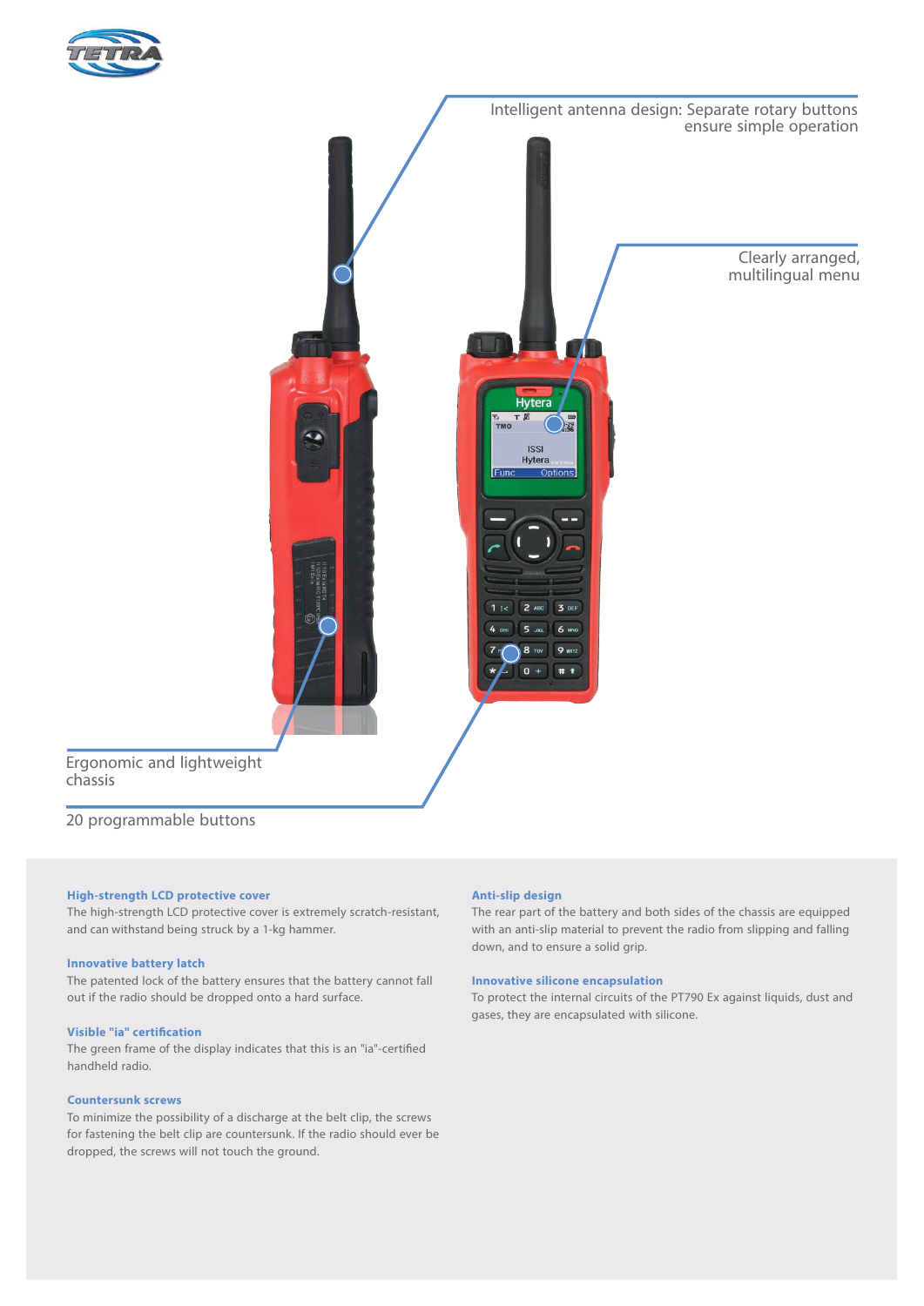Intelligent antenna design: Separate rotary buttons ensure simple operation

Clearly arranged, multilingual menu

Ergonomic and lightweight chassis

20 programmable buttons

### High-strength LCD protective cover

The high-strength LCD protective cover is extremely scratch-resistant, and can withstand being struck by a 1-kg hammer.

### Innovative battery latch

The patented lock of the battery ensures that the battery cannot fall out if the radio should be dropped onto a hard surface.

### Visible "ia" certification

The green frame of the display indicates that this is an "ia"-certified handheld radio.

### Countersunk screws

To minimize the possibility of a discharge at the belt clip, the screws for fastening the belt clip are countersunk. If the radio should ever be dropped, the screws will not touch the ground.

### Anti-slip design

The rear part of the battery and both sides of the chassis are equipped with an anti-slip material to prevent the radio from slipping and falling down, and to ensure a solid grip.

### Innovative silicone encapsulation

To protect the internal circuits of the PT790 Ex against liquids, dust and gases, they are encapsulated with silicone.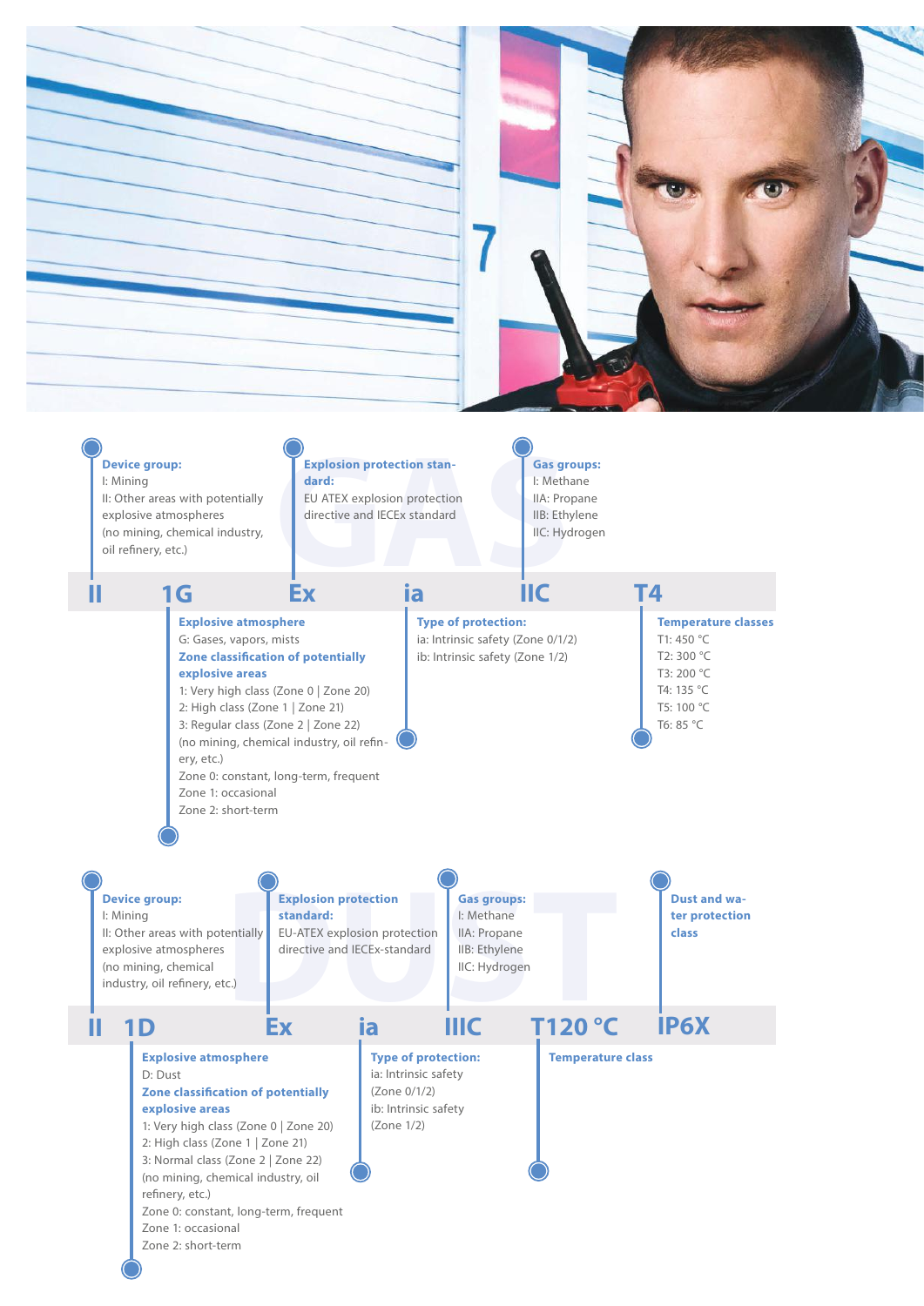## GAS

**II 1G Ex ia IIC T4**

**Device group:**
I: Mining
II: Other areas with potentially explosive atmospheres (no mining, chemical industry, oil refinery, etc.)

**Explosion protection standard:**
EU ATEX explosion protection directive and IECEx standard

**Gas groups:**
I: Methane
IIA: Propane
IIB: Ethylene
IIC: Hydrogen

**Explosive atmosphere**
G: Gases, vapors, mists

**Zone classification of potentially explosive areas**
1: Very high class (Zone 0 | Zone 20)
2: High class (Zone 1 | Zone 21)
3: Regular class (Zone 2 | Zone 22)
(no mining, chemical industry, oil refinery, etc.)
Zone 0: constant, long-term, frequent
Zone 1: occasional
Zone 2: short-term

**Type of protection:**
ia: Intrinsic safety (Zone 0/1/2)
ib: Intrinsic safety (Zone 1/2)

**Temperature classes**
T1: 450 °C
T2: 300 °C
T3: 200 °C
T4: 135 °C
T5: 100 °C
T6: 85 °C

## DUST

**II 1D Ex ia IIIC T120 °C IP6X**

**Device group:**
I: Mining
II: Other areas with potentially explosive atmospheres (no mining, chemical industry, oil refinery, etc.)

**Explosion protection standard:**
EU-ATEX explosion protection directive and IECEx-standard

**Gas groups:**
I: Methane
IIA: Propane
IIB: Ethylene
IIC: Hydrogen

**Dust and water protection class**

**Explosive atmosphere**
D: Dust

**Zone classification of potentially explosive areas**
1: Very high class (Zone 0 | Zone 20)
2: High class (Zone 1 | Zone 21)
3: Normal class (Zone 2 | Zone 22)
(no mining, chemical industry, oil refinery, etc.)
Zone 0: constant, long-term, frequent
Zone 1: occasional
Zone 2: short-term

**Type of protection:**
ia: Intrinsic safety (Zone 0/1/2)
ib: Intrinsic safety (Zone 1/2)

**Temperature class**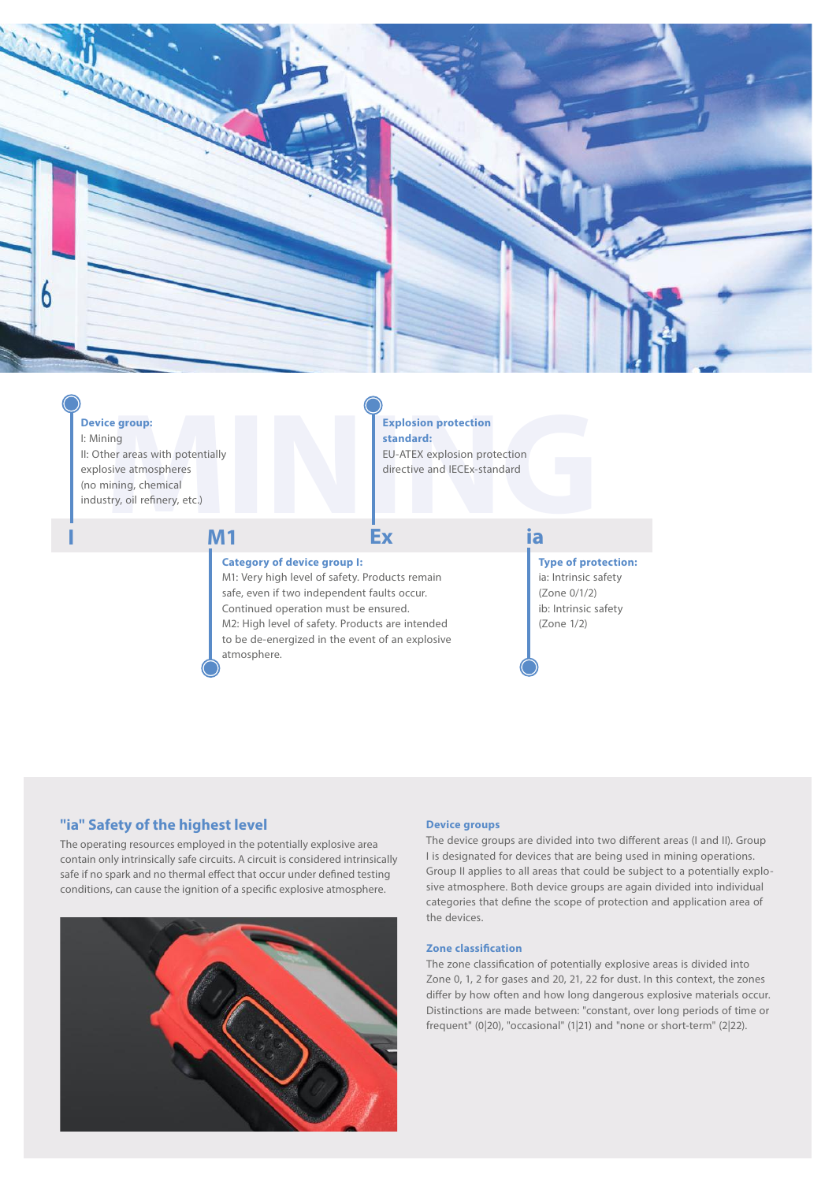**Device group:**
I: Mining
II: Other areas with potentially explosive atmospheres (no mining, chemical industry, oil refinery, etc.)

**Explosion protection standard:**
EU-ATEX explosion protection directive and IECEx-standard

**I M1 Ex ia**

**Category of device group I:**
M1: Very high level of safety. Products remain safe, even if two independent faults occur. Continued operation must be ensured.
M2: High level of safety. Products are intended to be de-energized in the event of an explosive atmosphere.

**Type of protection:**
ia: Intrinsic safety (Zone 0/1/2)
ib: Intrinsic safety (Zone 1/2)

## "ia" Safety of the highest level

The operating resources employed in the potentially explosive area contain only intrinsically safe circuits. A circuit is considered intrinsically safe if no spark and no thermal effect that occur under defined testing conditions, can cause the ignition of a specific explosive atmosphere.

### Device groups

The device groups are divided into two different areas (I and II). Group I is designated for devices that are being used in mining operations. Group II applies to all areas that could be subject to a potentially explosive atmosphere. Both device groups are again divided into individual categories that define the scope of protection and application area of the devices.

### Zone classification

The zone classification of potentially explosive areas is divided into Zone 0, 1, 2 for gases and 20, 21, 22 for dust. In this context, the zones differ by how often and how long dangerous explosive materials occur. Distinctions are made between: "constant, over long periods of time or frequent" (0|20), "occasional" (1|21) and "none or short-term" (2|22).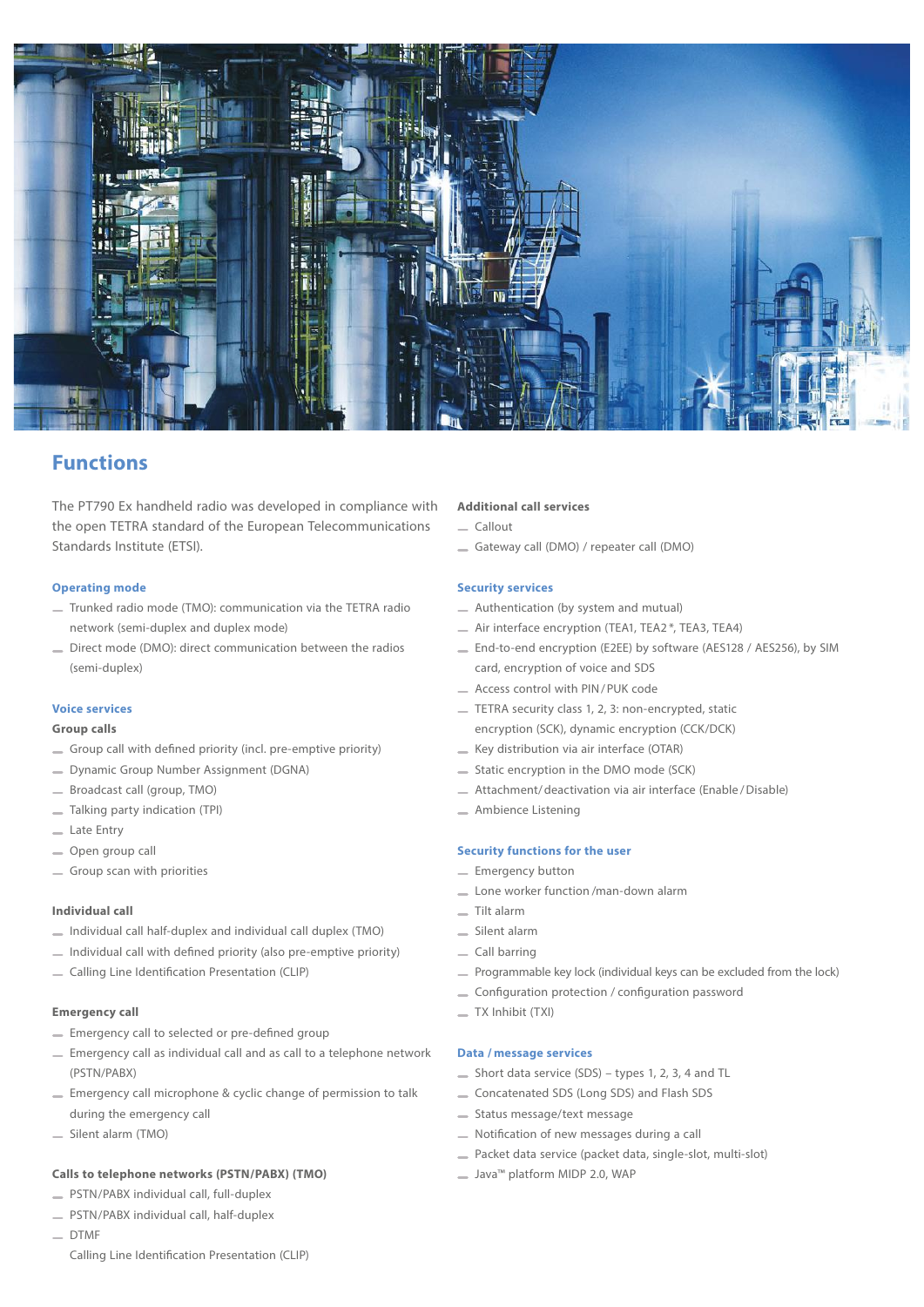## Functions

The PT790 Ex handheld radio was developed in compliance with the open TETRA standard of the European Telecommunications Standards Institute (ETSI).

### Operating mode

- Trunked radio mode (TMO): communication via the TETRA radio network (semi-duplex and duplex mode)
- Direct mode (DMO): direct communication between the radios (semi-duplex)

### Voice services

**Group calls**

- Group call with defined priority (incl. pre-emptive priority)
- Dynamic Group Number Assignment (DGNA)
- Broadcast call (group, TMO)
- Talking party indication (TPI)
- Late Entry
- Open group call
- Group scan with priorities

**Individual call**

- Individual call half-duplex and individual call duplex (TMO)
- Individual call with defined priority (also pre-emptive priority)
- Calling Line Identification Presentation (CLIP)

**Emergency call**

- Emergency call to selected or pre-defined group
- Emergency call as individual call and as call to a telephone network (PSTN/PABX)
- Emergency call microphone & cyclic change of permission to talk during the emergency call
- Silent alarm (TMO)

**Calls to telephone networks (PSTN/PABX) (TMO)**

- PSTN/PABX individual call, full-duplex
- PSTN/PABX individual call, half-duplex
- DTMF
  Calling Line Identification Presentation (CLIP)

**Additional call services**

- Callout
- Gateway call (DMO) / repeater call (DMO)

### Security services

- Authentication (by system and mutual)
- Air interface encryption (TEA1, TEA2*, TEA3, TEA4)
- End-to-end encryption (E2EE) by software (AES128 / AES256), by SIM card, encryption of voice and SDS
- Access control with PIN / PUK code
- TETRA security class 1, 2, 3: non-encrypted, static encryption (SCK), dynamic encryption (CCK/DCK)
- Key distribution via air interface (OTAR)
- Static encryption in the DMO mode (SCK)
- Attachment/ deactivation via air interface (Enable / Disable)
- Ambience Listening

### Security functions for the user

- Emergency button
- Lone worker function /man-down alarm
- Tilt alarm
- Silent alarm
- Call barring
- Programmable key lock (individual keys can be excluded from the lock)
- Configuration protection / configuration password
- TX Inhibit (TXI)

### Data / message services

- Short data service (SDS) – types 1, 2, 3, 4 and TL
- Concatenated SDS (Long SDS) and Flash SDS
- Status message/text message
- Notification of new messages during a call
- Packet data service (packet data, single-slot, multi-slot)
- Java™ platform MIDP 2.0, WAP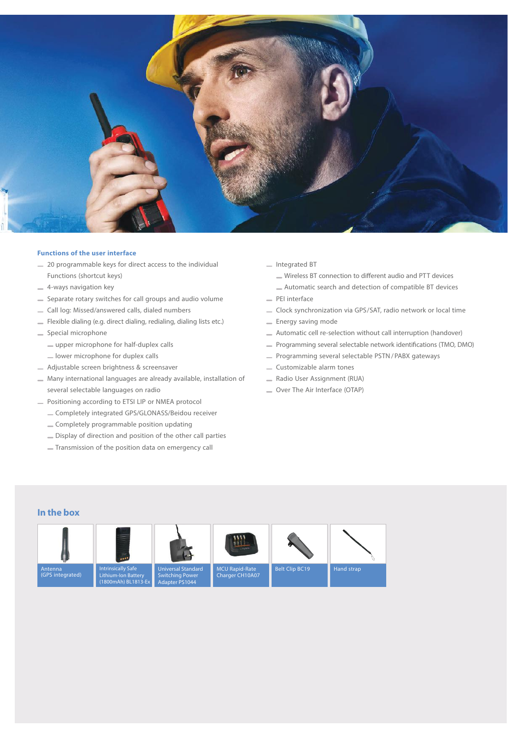### Functions of the user interface

- 20 programmable keys for direct access to the individual Functions (shortcut keys)
- 4-ways navigation key
- Separate rotary switches for call groups and audio volume
- Call log: Missed/answered calls, dialed numbers
- Flexible dialing (e.g. direct dialing, redialing, dialing lists etc.)
- Special microphone
  - upper microphone for half-duplex calls
  - lower microphone for duplex calls
- Adjustable screen brightness & screensaver
- Many international languages are already available, installation of several selectable languages on radio
- Positioning according to ETSI LIP or NMEA protocol
  - Completely integrated GPS/GLONASS/Beidou receiver
  - Completely programmable position updating
  - Display of direction and position of the other call parties
  - Transmission of the position data on emergency call
- Integrated BT
  - Wireless BT connection to different audio and PTT devices
  - Automatic search and detection of compatible BT devices
- PEI interface
- Clock synchronization via GPS/SAT, radio network or local time
- Energy saving mode
- Automatic cell re-selection without call interruption (handover)
- Programming several selectable network identifications (TMO, DMO)
- Programming several selectable PSTN / PABX gateways
- Customizable alarm tones
- Radio User Assignment (RUA)
- Over The Air Interface (OTAP)

## In the box

- Antenna (GPS integrated)
- Intrinsically Safe Lithium-Ion Battery (1800mAh) BL1813-Ex
- Universal Standard Switching Power Adapter PS1044
- MCU Rapid-Rate Charger CH10A07
- Belt Clip BC19
- Hand strap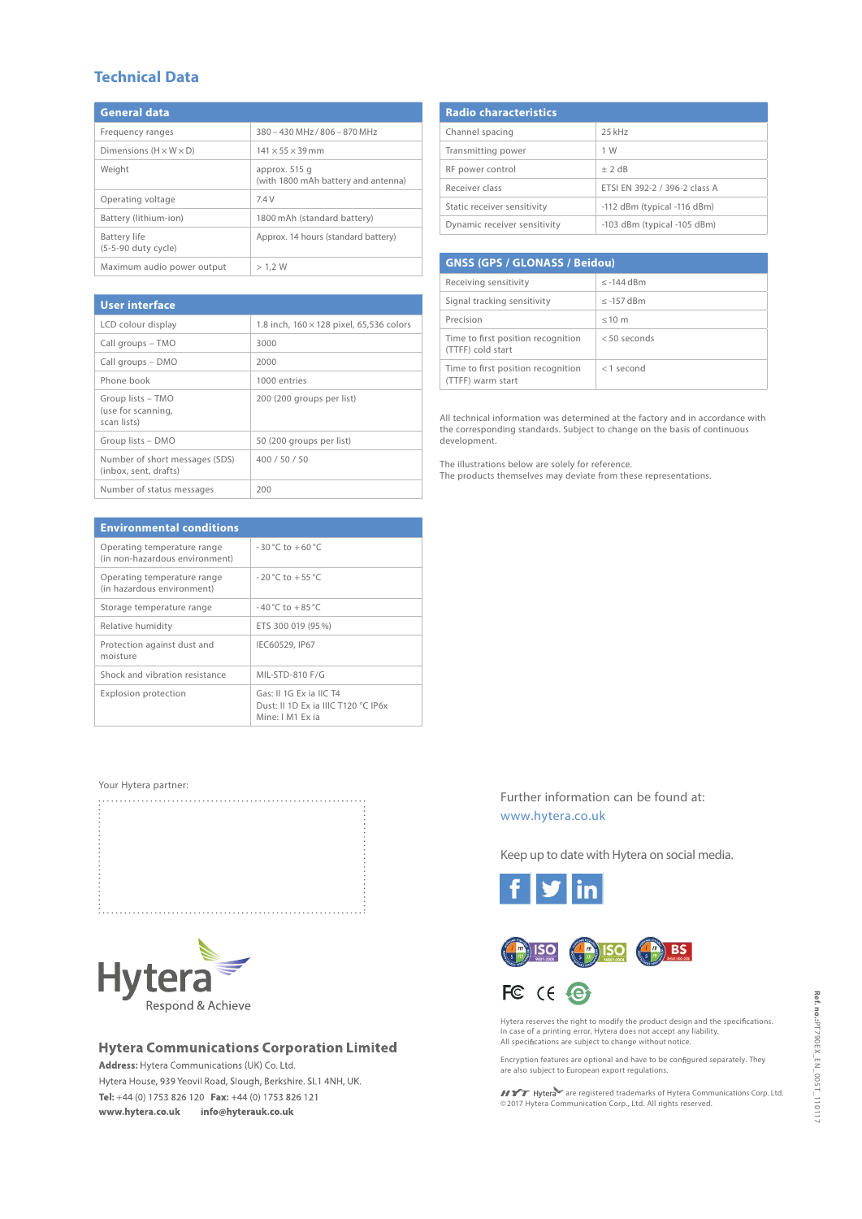# Technical Data

| General data | |
|---|---|
| Frequency ranges | 380 – 430 MHz / 806 – 870 MHz |
| Dimensions (H × W × D) | 141 × 55 × 39 mm |
| Weight | approx. 515 g (with 1800 mAh battery and antenna) |
| Operating voltage | 7.4 V |
| Battery (lithium-ion) | 1800 mAh (standard battery) |
| Battery life (5-5-90 duty cycle) | Approx. 14 hours (standard battery) |
| Maximum audio power output | > 1,2 W |

| User interface | |
|---|---|
| LCD colour display | 1.8 inch, 160 × 128 pixel, 65,536 colors |
| Call groups – TMO | 3000 |
| Call groups – DMO | 2000 |
| Phone book | 1000 entries |
| Group lists – TMO (use for scanning, scan lists) | 200 (200 groups per list) |
| Group lists – DMO | 50 (200 groups per list) |
| Number of short messages (SDS) (inbox, sent, drafts) | 400 / 50 / 50 |
| Number of status messages | 200 |

| Environmental conditions | |
|---|---|
| Operating temperature range (in non-hazardous environment) | - 30 °C to + 60 °C |
| Operating temperature range (in hazardous environment) | - 20 °C to + 55 °C |
| Storage temperature range | - 40 °C to + 85 °C |
| Relative humidity | ETS 300 019 (95 %) |
| Protection against dust and moisture | IEC60529, IP67 |
| Shock and vibration resistance | MIL-STD-810 F/G |
| Explosion protection | Gas: II 1G Ex ia IIC T4<br>Dust: II 1D Ex ia IIIC T120 °C IP6x<br>Mine: I M1 Ex ia |

| Radio characteristics | |
|---|---|
| Channel spacing | 25 kHz |
| Transmitting power | 1 W |
| RF power control | ± 2 dB |
| Receiver class | ETSI EN 392-2 / 396-2 class A |
| Static receiver sensitivity | -112 dBm (typical -116 dBm) |
| Dynamic receiver sensitivity | -103 dBm (typical -105 dBm) |

| GNSS (GPS / GLONASS / Beidou) | |
|---|---|
| Receiving sensitivity | ≤ -144 dBm |
| Signal tracking sensitivity | ≤ -157 dBm |
| Precision | ≤ 10 m |
| Time to first position recognition (TTFF) cold start | < 50 seconds |
| Time to first position recognition (TTFF) warm start | < 1 second |

All technical information was determined at the factory and in accordance with the corresponding standards. Subject to change on the basis of continuous development.

The illustrations below are solely for reference.
The products themselves may deviate from these representations.

Your Hytera partner:

Hytera
Respond & Achieve

## Hytera Communications Corporation Limited

**Address:** Hytera Communications (UK) Co. Ltd.
Hytera House, 939 Yeovil Road, Slough, Berkshire. SL1 4NH, UK.
**Tel:** +44 (0) 1753 826 120 **Fax:** +44 (0) 1753 826 121
**www.hytera.co.uk** **info@hyterauk.co.uk**

Further information can be found at:
www.hytera.co.uk

Keep up to date with Hytera on social media.

Hytera reserves the right to modify the product design and the specifications. In case of a printing error, Hytera does not accept any liability. All specifications are subject to change without notice.

Encryption features are optional and have to be configured separately. They are also subject to European export regulations.

HYT Hytera are registered trademarks of Hytera Communications Corp. Ltd.
© 2017 Hytera Communication Corp., Ltd. All rights reserved.

Ref.no.:PT790EX_EN_005T_110117